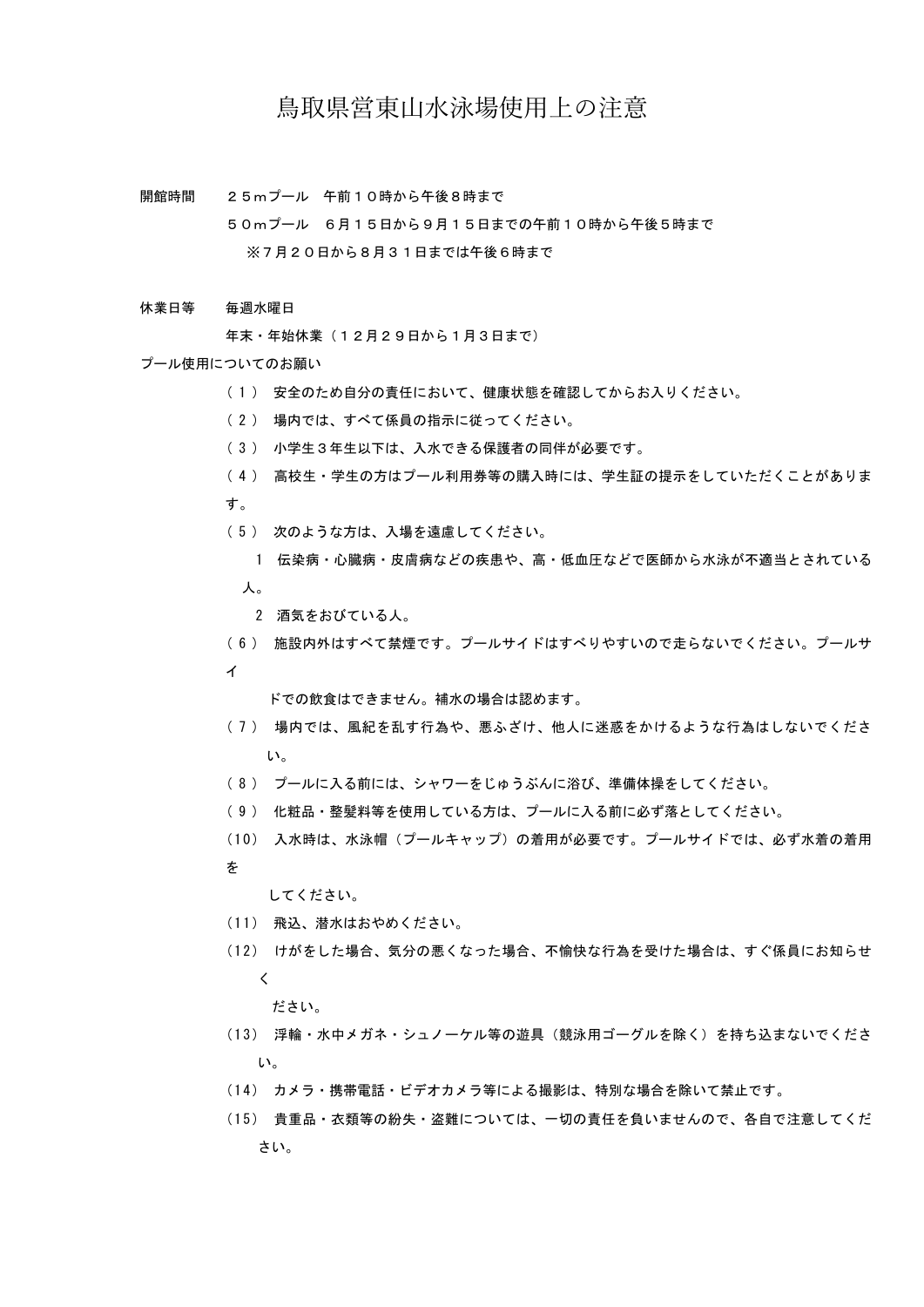# 鳥取県営東山水泳場使用上の注意

開館時間　２５ｍプール　午前１０時から午後８時まで

５０ｍプール　６月１５日から９月１５日までの午前１０時から午後５時まで

※７月２０日から８月３１日までは午後６時まで

休業日等　毎週水曜日

年末・年始休業（１２月２９日から１月３日まで）

プール使用についてのお願い

（１）　安全のため自分の責任において、健康状態を確認してからお入りください。

（２）　場内では、すべて係員の指示に従ってください。

（３）　小学生３年生以下は、入水できる保護者の同伴が必要です。

（４）　高校生・学生の方はプール利用券等の購入時には、学生証の提示をしていただくことがあります。

（５）　次のような方は、入場を遠慮してください。

1　伝染病・心臓病・皮膚病などの疾患や、高・低血圧などで医師から水泳が不適当とされている人。

2　酒気をおびている人。

（６）　施設内外はすべて禁煙です。プールサイドはすべりやすいので走らないでください。プールサイドでの飲食はできません。補水の場合は認めます。

（７）　場内では、風紀を乱す行為や、悪ふざけ、他人に迷惑をかけるような行為はしないでください。

（８）　プールに入る前には、シャワーをじゅうぶんに浴び、準備体操をしてください。

（９）　化粧品・整髪料等を使用している方は、プールに入る前に必ず落としてください。

（10）　入水時は、水泳帽（プールキャップ）の着用が必要です。プールサイドでは、必ず水着の着用をしてください。

（11）　飛込、潜水はおやめください。

（12）　けがをした場合、気分の悪くなった場合、不愉快な行為を受けた場合は、すぐ係員にお知らせください。

（13）　浮輪・水中メガネ・シュノーケル等の遊具（競泳用ゴーグルを除く）を持ち込まないでください。

（14）　カメラ・携帯電話・ビデオカメラ等による撮影は、特別な場合を除いて禁止です。

（15）　貴重品・衣類等の紛失・盗難については、一切の責任を負いませんので、各自で注意してください。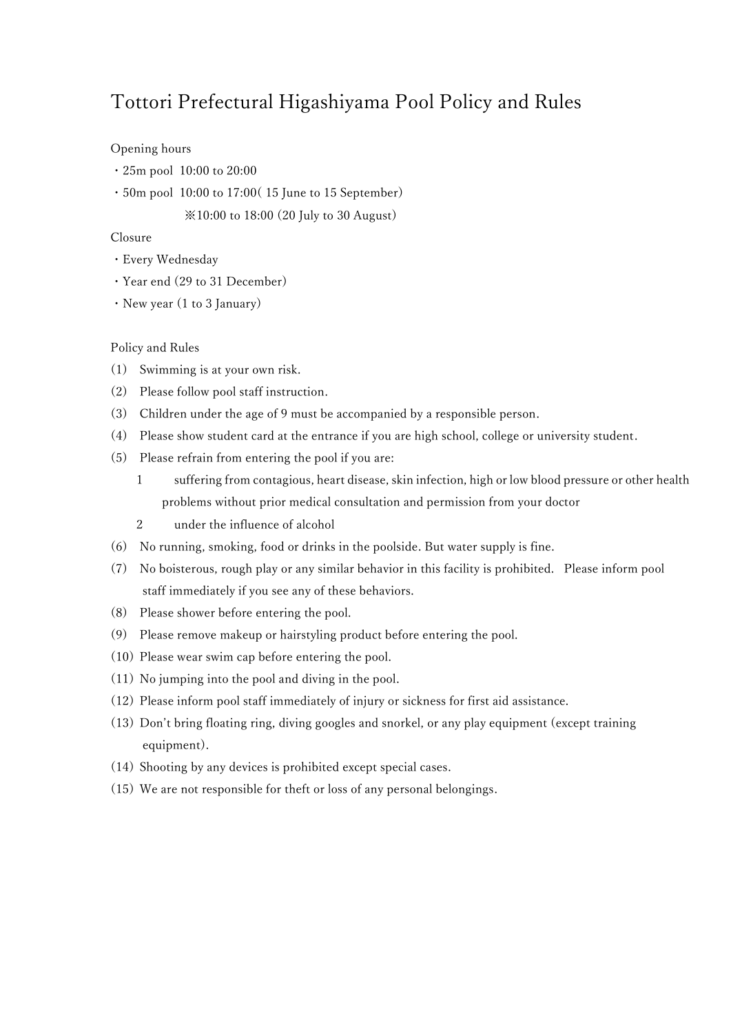# Tottori Prefectural Higashiyama Pool Policy and Rules

Opening hours

・25m pool 10:00 to 20:00

・50m pool 10:00 to 17:00( 15 June to 15 September)

※10:00 to 18:00 (20 July to 30 August)

Closure

・Every Wednesday

・Year end (29 to 31 December)

・New year (1 to 3 January)

Policy and Rules

(1) Swimming is at your own risk.

(2) Please follow pool staff instruction.

(3) Children under the age of 9 must be accompanied by a responsible person.

(4) Please show student card at the entrance if you are high school, college or university student.

(5) Please refrain from entering the pool if you are:

1 suffering from contagious, heart disease, skin infection, high or low blood pressure or other health problems without prior medical consultation and permission from your doctor

2 under the influence of alcohol

(6) No running, smoking, food or drinks in the poolside. But water supply is fine.

(7) No boisterous, rough play or any similar behavior in this facility is prohibited. Please inform pool staff immediately if you see any of these behaviors.

(8) Please shower before entering the pool.

(9) Please remove makeup or hairstyling product before entering the pool.

(10) Please wear swim cap before entering the pool.

(11) No jumping into the pool and diving in the pool.

(12) Please inform pool staff immediately of injury or sickness for first aid assistance.

(13) Don't bring floating ring, diving googles and snorkel, or any play equipment (except training equipment).

(14) Shooting by any devices is prohibited except special cases.

(15) We are not responsible for theft or loss of any personal belongings.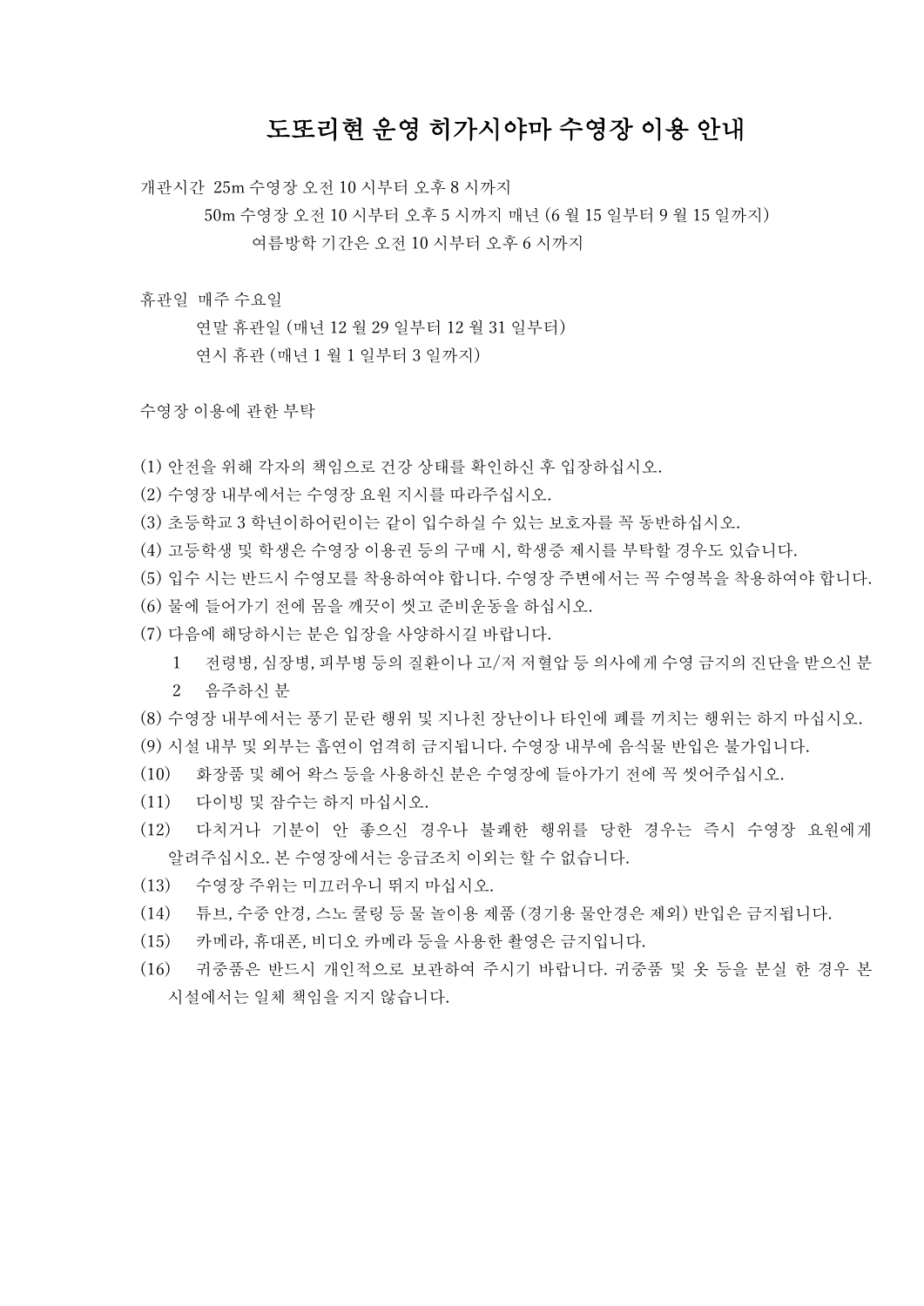# 도또리현 운영 히가시야마 수영장 이용 안내

개관시간 25m 수영장 오전 10 시부터 오후 8 시까지

50m 수영장 오전 10 시부터 오후 5 시까지 매년 (6 월 15 일부터 9 월 15 일까지)

여름방학 기간은 오전 10 시부터 오후 6 시까지

휴관일 매주 수요일

연말 휴관일 (매년 12 월 29 일부터 12 월 31 일부터)

연시 휴관 (매년 1 월 1 일부터 3 일까지)

수영장 이용에 관한 부탁

(1) 안전을 위해 각자의 책임으로 건강 상태를 확인하신 후 입장하십시오.

(2) 수영장 내부에서는 수영장 요원 지시를 따라주십시오.

(3) 초등학교 3 학년이하어린이는 같이 입수하실 수 있는 보호자를 꼭 동반하십시오.

(4) 고등학생 및 학생은 수영장 이용권 등의 구매 시, 학생증 제시를 부탁할 경우도 있습니다.

(5) 입수 시는 반드시 수영모를 착용하여야 합니다. 수영장 주변에서는 꼭 수영복을 착용하여야 합니다.

(6) 물에 들어가기 전에 몸을 깨끗이 씻고 준비운동을 하십시오.

(7) 다음에 해당하시는 분은 입장을 사양하시길 바랍니다.

1 전령병, 심장병, 피부병 등의 질환이나 고/저 저혈압 등 의사에게 수영 금지의 진단을 받으신 분

2 음주하신 분

(8) 수영장 내부에서는 풍기 문란 행위 및 지나친 장난이나 타인에 폐를 끼치는 행위는 하지 마십시오.

(9) 시설 내부 및 외부는 흡연이 엄격히 금지됩니다. 수영장 내부에 음식물 반입은 불가입니다.

(10) 화장품 및 헤어 왁스 등을 사용하신 분은 수영장에 들어가기 전에 꼭 씻어주십시오.

(11) 다이빙 및 잠수는 하지 마십시오.

(12) 다치거나 기분이 안 좋으신 경우나 불쾌한 행위를 당한 경우는 즉시 수영장 요원에게 알려주십시오. 본 수영장에서는 응급조치 이외는 할 수 없습니다.

(13) 수영장 주위는 미끄러우니 뛰지 마십시오.

(14) 튜브, 수중 안경, 스노 쿨링 등 물 놀이용 제품 (경기용 물안경은 제외) 반입은 금지됩니다.

(15) 카메라, 휴대폰, 비디오 카메라 등을 사용한 촬영은 금지입니다.

(16) 귀중품은 반드시 개인적으로 보관하여 주시기 바랍니다. 귀중품 및 옷 등을 분실 한 경우 본 시설에서는 일체 책임을 지지 않습니다.